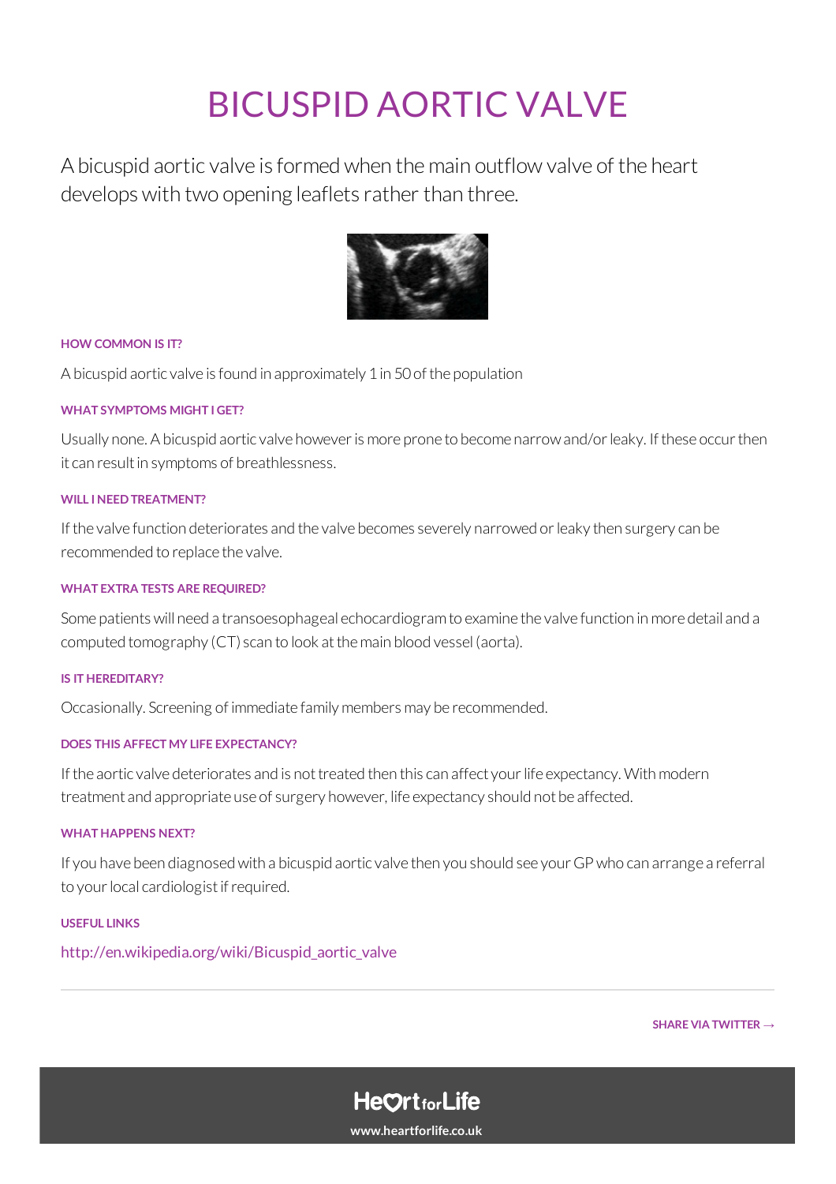# BICUSPID AORTIC VALVE

A bicuspid aortic valve is formed when the main outflow valve of the heart develops with two opening leaflets rather than three.

#### HOW COMMON IS IT?

A bicuspid aortic valve is found in approximately 1 in 50 of the population

#### WHAT SYMPTOMS MIGHT I GET?

Usually none. A bicuspid aortic valve however is more prone to become narrow and/or leaky. If these occur then it can result in symptoms of breathlessness.

#### WILL I NEED TREATMENT?

If the valve function deteriorates and the valve becomes severely narrowed or leaky then surgery can be recommended to replace the valve.

#### WHAT EXTRA TESTS ARE REQUIRED?

Some patients will need a transoesophageal echocardiogram to examine the valve function in more detail and a computed tomography (CT) scan to look at the main blood vessel (aorta).

#### IS IT HEREDITARY?

Occasionally. Screening of immediate family members may be recommended.

#### DOES THIS AFFECT MY LIFE EXPECTANCY?

If the aortic valve deteriorates and is not treated then this can affect your life expectancy. With modern treatment and appropriate use of surgery however, life expectancy should not be affected.

#### WHAT HAPPENS NEXT?

If you have been diagnosed with a bicuspid aortic valve then you should see your GP who can arrange a referral to your local cardiologist if required.

#### USEFUL LINKS

http://en.wikipedia.org/wiki/Bicuspid_aortic_valve

---

SHARE VIA TWITTER →

HeartforLife

www.heartforlife.co.uk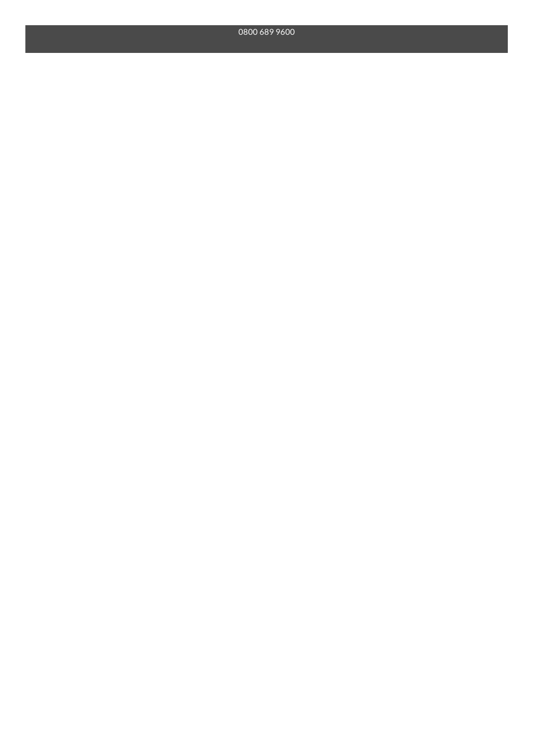0800 689 9600